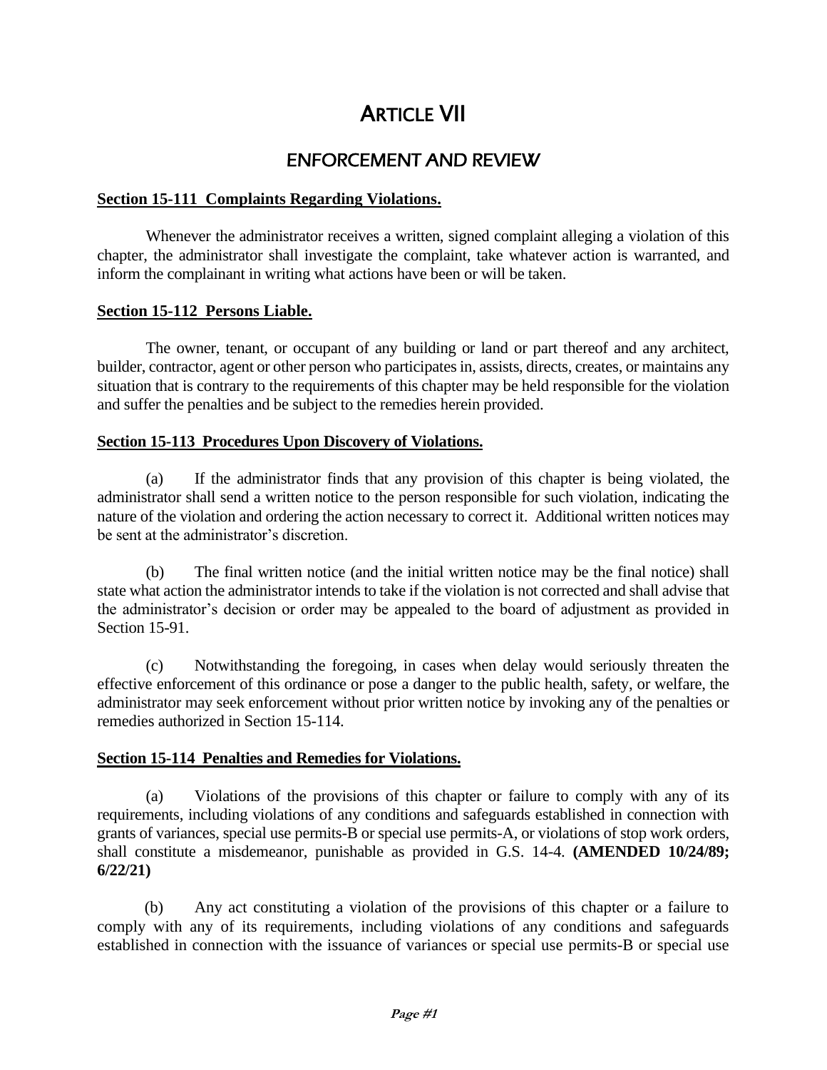# ARTICLE VII

## ENFORCEMENT AND REVIEW

**Section 15-111 Complaints Regarding Violations.**

Whenever the administrator receives a written, signed complaint alleging a violation of this chapter, the administrator shall investigate the complaint, take whatever action is warranted, and inform the complainant in writing what actions have been or will be taken.

**Section 15-112 Persons Liable.**

The owner, tenant, or occupant of any building or land or part thereof and any architect, builder, contractor, agent or other person who participates in, assists, directs, creates, or maintains any situation that is contrary to the requirements of this chapter may be held responsible for the violation and suffer the penalties and be subject to the remedies herein provided.

**Section 15-113 Procedures Upon Discovery of Violations.**

(a) If the administrator finds that any provision of this chapter is being violated, the administrator shall send a written notice to the person responsible for such violation, indicating the nature of the violation and ordering the action necessary to correct it. Additional written notices may be sent at the administrator's discretion.

(b) The final written notice (and the initial written notice may be the final notice) shall state what action the administrator intends to take if the violation is not corrected and shall advise that the administrator's decision or order may be appealed to the board of adjustment as provided in Section 15-91.

(c) Notwithstanding the foregoing, in cases when delay would seriously threaten the effective enforcement of this ordinance or pose a danger to the public health, safety, or welfare, the administrator may seek enforcement without prior written notice by invoking any of the penalties or remedies authorized in Section 15-114.

**Section 15-114 Penalties and Remedies for Violations.**

(a) Violations of the provisions of this chapter or failure to comply with any of its requirements, including violations of any conditions and safeguards established in connection with grants of variances, special use permits-B or special use permits-A, or violations of stop work orders, shall constitute a misdemeanor, punishable as provided in G.S. 14-4. **(AMENDED 10/24/89; 6/22/21)**

(b) Any act constituting a violation of the provisions of this chapter or a failure to comply with any of its requirements, including violations of any conditions and safeguards established in connection with the issuance of variances or special use permits-B or special use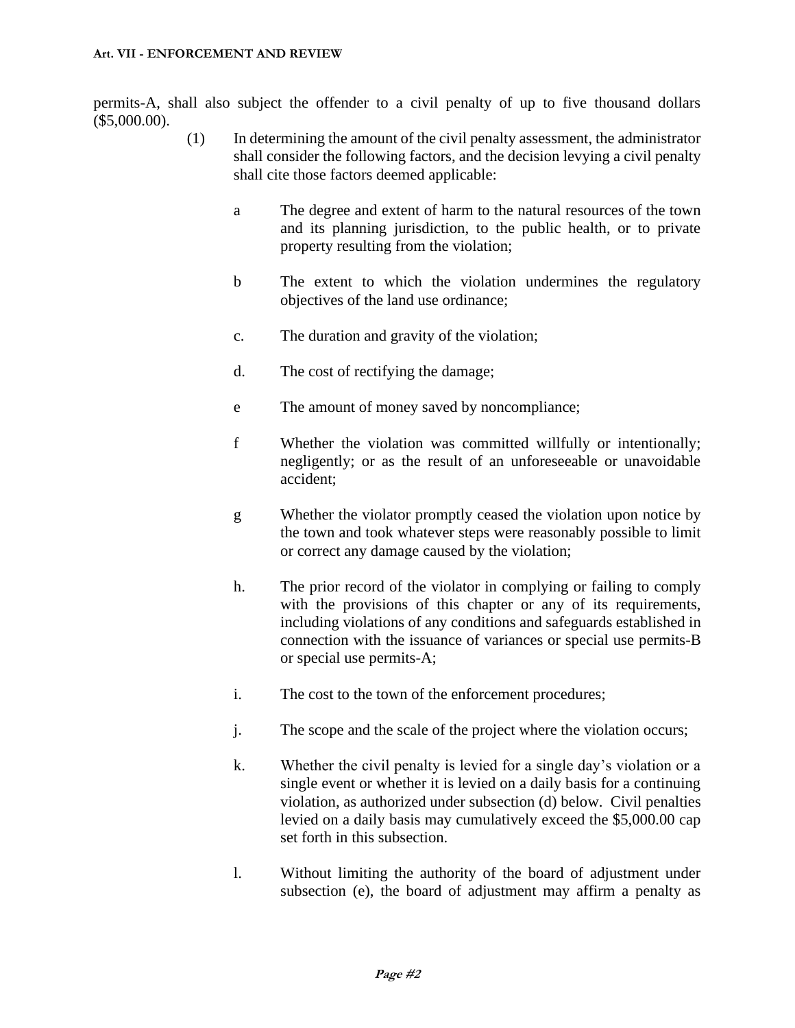permits-A, shall also subject the offender to a civil penalty of up to five thousand dollars ($5,000.00).

(1) In determining the amount of the civil penalty assessment, the administrator shall consider the following factors, and the decision levying a civil penalty shall cite those factors deemed applicable:

a The degree and extent of harm to the natural resources of the town and its planning jurisdiction, to the public health, or to private property resulting from the violation;

b The extent to which the violation undermines the regulatory objectives of the land use ordinance;

c. The duration and gravity of the violation;

d. The cost of rectifying the damage;

e The amount of money saved by noncompliance;

f Whether the violation was committed willfully or intentionally; negligently; or as the result of an unforeseeable or unavoidable accident;

g Whether the violator promptly ceased the violation upon notice by the town and took whatever steps were reasonably possible to limit or correct any damage caused by the violation;

h. The prior record of the violator in complying or failing to comply with the provisions of this chapter or any of its requirements, including violations of any conditions and safeguards established in connection with the issuance of variances or special use permits-B or special use permits-A;

i. The cost to the town of the enforcement procedures;

j. The scope and the scale of the project where the violation occurs;

k. Whether the civil penalty is levied for a single day's violation or a single event or whether it is levied on a daily basis for a continuing violation, as authorized under subsection (d) below. Civil penalties levied on a daily basis may cumulatively exceed the $5,000.00 cap set forth in this subsection.

l. Without limiting the authority of the board of adjustment under subsection (e), the board of adjustment may affirm a penalty as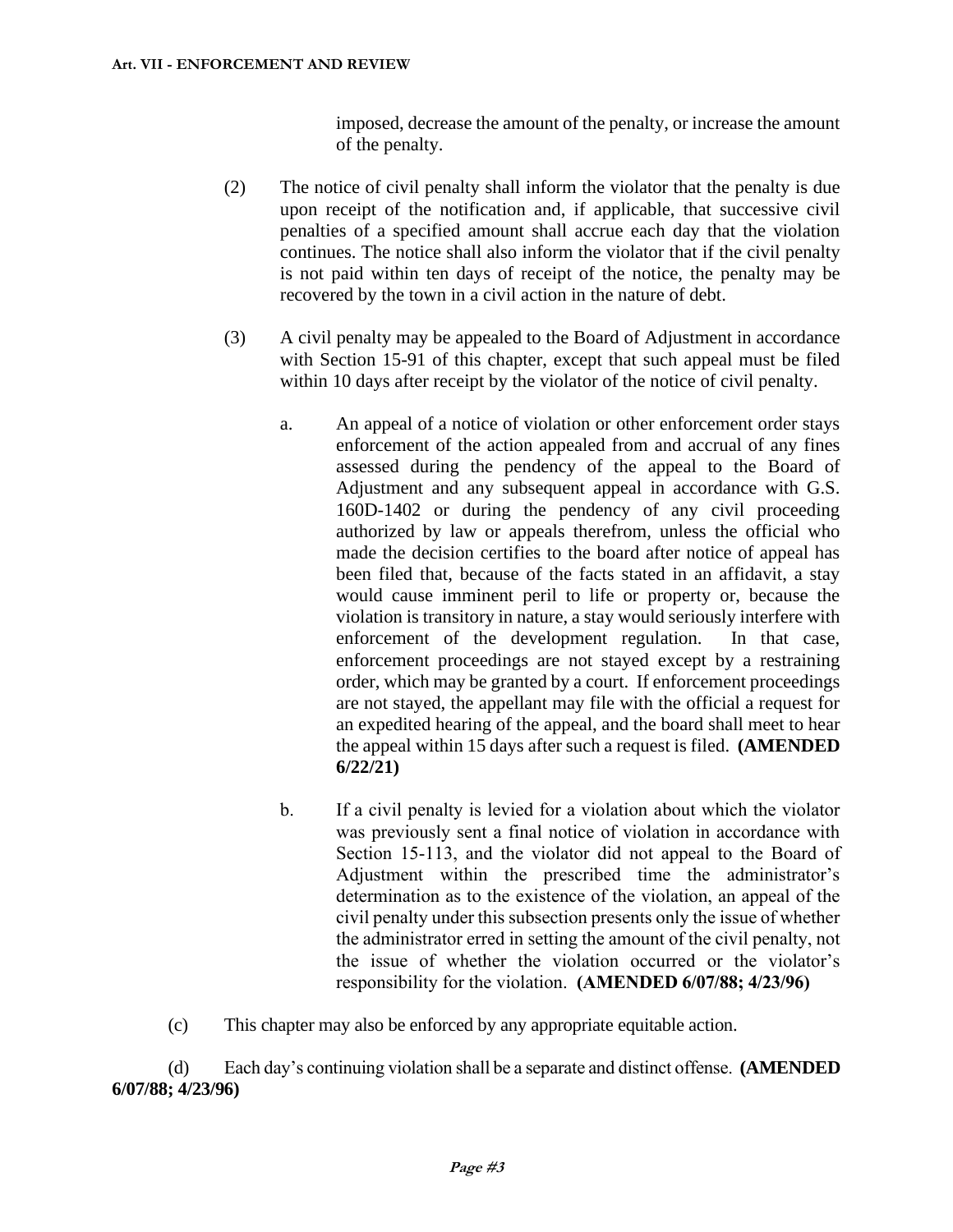imposed, decrease the amount of the penalty, or increase the amount of the penalty.

(2) The notice of civil penalty shall inform the violator that the penalty is due upon receipt of the notification and, if applicable, that successive civil penalties of a specified amount shall accrue each day that the violation continues. The notice shall also inform the violator that if the civil penalty is not paid within ten days of receipt of the notice, the penalty may be recovered by the town in a civil action in the nature of debt.

(3) A civil penalty may be appealed to the Board of Adjustment in accordance with Section 15-91 of this chapter, except that such appeal must be filed within 10 days after receipt by the violator of the notice of civil penalty.

a. An appeal of a notice of violation or other enforcement order stays enforcement of the action appealed from and accrual of any fines assessed during the pendency of the appeal to the Board of Adjustment and any subsequent appeal in accordance with G.S. 160D-1402 or during the pendency of any civil proceeding authorized by law or appeals therefrom, unless the official who made the decision certifies to the board after notice of appeal has been filed that, because of the facts stated in an affidavit, a stay would cause imminent peril to life or property or, because the violation is transitory in nature, a stay would seriously interfere with enforcement of the development regulation. In that case, enforcement proceedings are not stayed except by a restraining order, which may be granted by a court. If enforcement proceedings are not stayed, the appellant may file with the official a request for an expedited hearing of the appeal, and the board shall meet to hear the appeal within 15 days after such a request is filed. **(AMENDED 6/22/21)**

b. If a civil penalty is levied for a violation about which the violator was previously sent a final notice of violation in accordance with Section 15-113, and the violator did not appeal to the Board of Adjustment within the prescribed time the administrator's determination as to the existence of the violation, an appeal of the civil penalty under this subsection presents only the issue of whether the administrator erred in setting the amount of the civil penalty, not the issue of whether the violation occurred or the violator's responsibility for the violation. **(AMENDED 6/07/88; 4/23/96)**

(c) This chapter may also be enforced by any appropriate equitable action.

(d) Each day's continuing violation shall be a separate and distinct offense. **(AMENDED 6/07/88; 4/23/96)**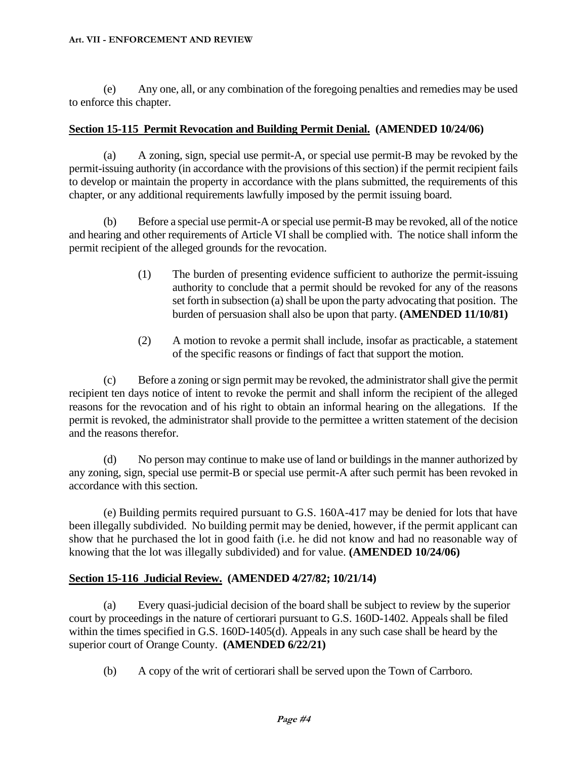(e) Any one, all, or any combination of the foregoing penalties and remedies may be used to enforce this chapter.

**Section 15-115 Permit Revocation and Building Permit Denial. (AMENDED 10/24/06)**

(a) A zoning, sign, special use permit-A, or special use permit-B may be revoked by the permit-issuing authority (in accordance with the provisions of this section) if the permit recipient fails to develop or maintain the property in accordance with the plans submitted, the requirements of this chapter, or any additional requirements lawfully imposed by the permit issuing board.

(b) Before a special use permit-A or special use permit-B may be revoked, all of the notice and hearing and other requirements of Article VI shall be complied with. The notice shall inform the permit recipient of the alleged grounds for the revocation.

> (1) The burden of presenting evidence sufficient to authorize the permit-issuing authority to conclude that a permit should be revoked for any of the reasons set forth in subsection (a) shall be upon the party advocating that position. The burden of persuasion shall also be upon that party. **(AMENDED 11/10/81)**
>
> (2) A motion to revoke a permit shall include, insofar as practicable, a statement of the specific reasons or findings of fact that support the motion.

(c) Before a zoning or sign permit may be revoked, the administrator shall give the permit recipient ten days notice of intent to revoke the permit and shall inform the recipient of the alleged reasons for the revocation and of his right to obtain an informal hearing on the allegations. If the permit is revoked, the administrator shall provide to the permittee a written statement of the decision and the reasons therefor.

(d) No person may continue to make use of land or buildings in the manner authorized by any zoning, sign, special use permit-B or special use permit-A after such permit has been revoked in accordance with this section.

(e) Building permits required pursuant to G.S. 160A-417 may be denied for lots that have been illegally subdivided. No building permit may be denied, however, if the permit applicant can show that he purchased the lot in good faith (i.e. he did not know and had no reasonable way of knowing that the lot was illegally subdivided) and for value. **(AMENDED 10/24/06)**

**Section 15-116 Judicial Review. (AMENDED 4/27/82; 10/21/14)**

(a) Every quasi-judicial decision of the board shall be subject to review by the superior court by proceedings in the nature of certiorari pursuant to G.S. 160D-1402. Appeals shall be filed within the times specified in G.S. 160D-1405(d). Appeals in any such case shall be heard by the superior court of Orange County. **(AMENDED 6/22/21)**

(b) A copy of the writ of certiorari shall be served upon the Town of Carrboro.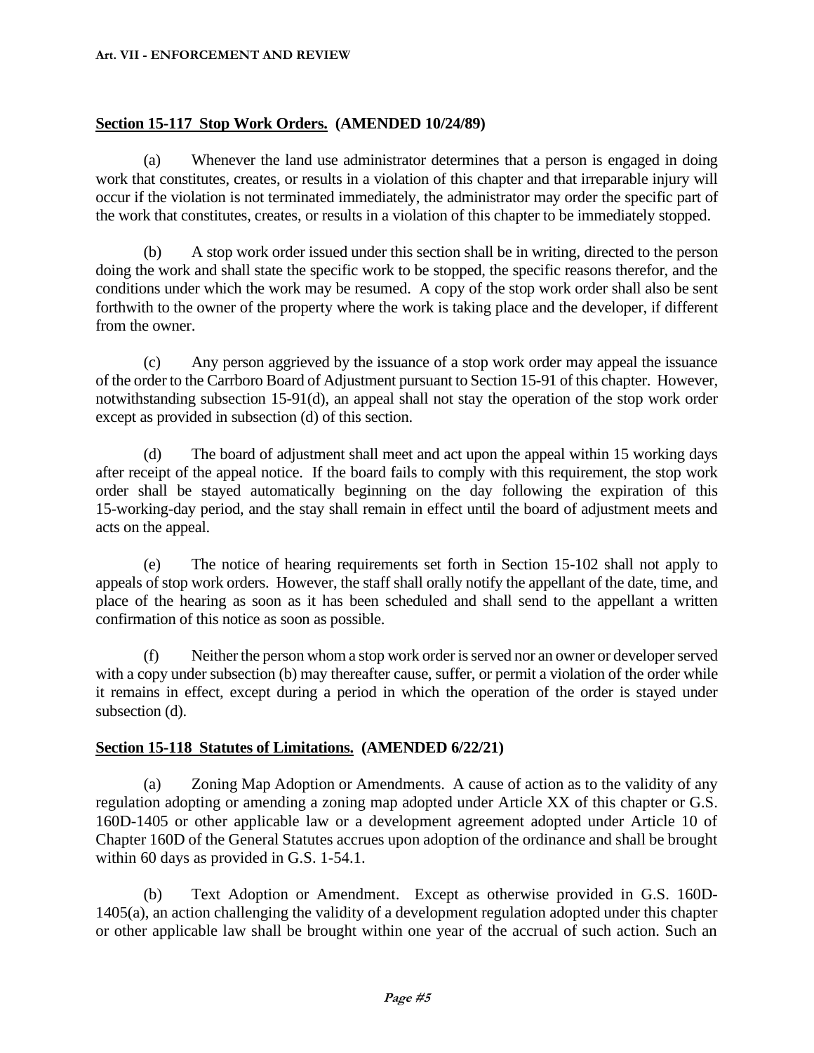## **Section 15-117 Stop Work Orders. (AMENDED 10/24/89)**

(a) Whenever the land use administrator determines that a person is engaged in doing work that constitutes, creates, or results in a violation of this chapter and that irreparable injury will occur if the violation is not terminated immediately, the administrator may order the specific part of the work that constitutes, creates, or results in a violation of this chapter to be immediately stopped.

(b) A stop work order issued under this section shall be in writing, directed to the person doing the work and shall state the specific work to be stopped, the specific reasons therefor, and the conditions under which the work may be resumed. A copy of the stop work order shall also be sent forthwith to the owner of the property where the work is taking place and the developer, if different from the owner.

(c) Any person aggrieved by the issuance of a stop work order may appeal the issuance of the order to the Carrboro Board of Adjustment pursuant to Section 15-91 of this chapter. However, notwithstanding subsection 15-91(d), an appeal shall not stay the operation of the stop work order except as provided in subsection (d) of this section.

(d) The board of adjustment shall meet and act upon the appeal within 15 working days after receipt of the appeal notice. If the board fails to comply with this requirement, the stop work order shall be stayed automatically beginning on the day following the expiration of this 15-working-day period, and the stay shall remain in effect until the board of adjustment meets and acts on the appeal.

(e) The notice of hearing requirements set forth in Section 15-102 shall not apply to appeals of stop work orders. However, the staff shall orally notify the appellant of the date, time, and place of the hearing as soon as it has been scheduled and shall send to the appellant a written confirmation of this notice as soon as possible.

(f) Neither the person whom a stop work order is served nor an owner or developer served with a copy under subsection (b) may thereafter cause, suffer, or permit a violation of the order while it remains in effect, except during a period in which the operation of the order is stayed under subsection (d).

## **Section 15-118 Statutes of Limitations. (AMENDED 6/22/21)**

(a) Zoning Map Adoption or Amendments. A cause of action as to the validity of any regulation adopting or amending a zoning map adopted under Article XX of this chapter or G.S. 160D-1405 or other applicable law or a development agreement adopted under Article 10 of Chapter 160D of the General Statutes accrues upon adoption of the ordinance and shall be brought within 60 days as provided in G.S. 1-54.1.

(b) Text Adoption or Amendment. Except as otherwise provided in G.S. 160D-1405(a), an action challenging the validity of a development regulation adopted under this chapter or other applicable law shall be brought within one year of the accrual of such action. Such an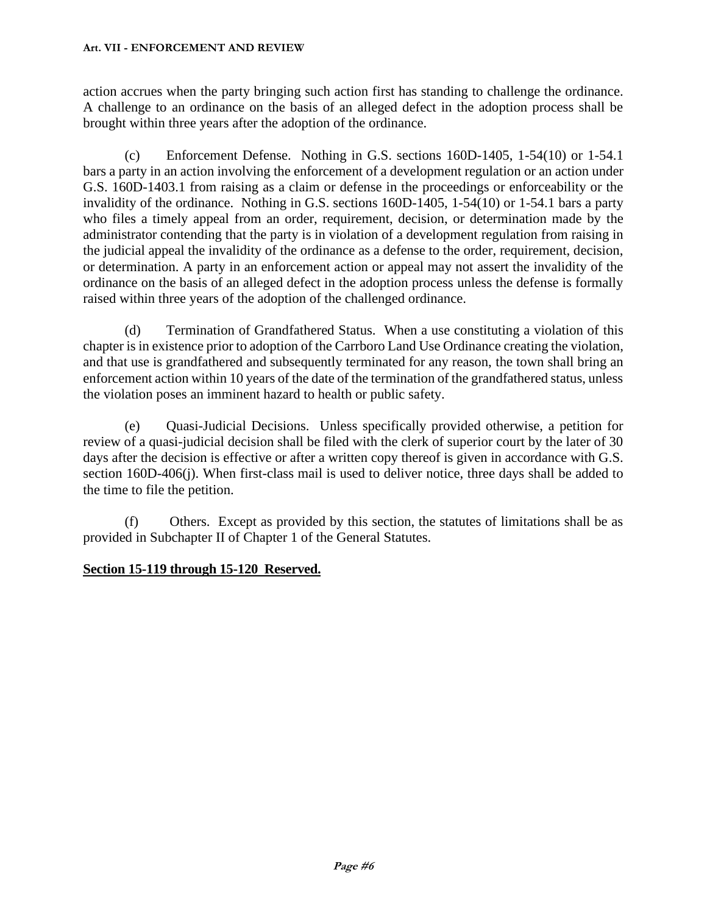action accrues when the party bringing such action first has standing to challenge the ordinance. A challenge to an ordinance on the basis of an alleged defect in the adoption process shall be brought within three years after the adoption of the ordinance.

(c) Enforcement Defense. Nothing in G.S. sections 160D-1405, 1-54(10) or 1-54.1 bars a party in an action involving the enforcement of a development regulation or an action under G.S. 160D-1403.1 from raising as a claim or defense in the proceedings or enforceability or the invalidity of the ordinance. Nothing in G.S. sections 160D-1405, 1-54(10) or 1-54.1 bars a party who files a timely appeal from an order, requirement, decision, or determination made by the administrator contending that the party is in violation of a development regulation from raising in the judicial appeal the invalidity of the ordinance as a defense to the order, requirement, decision, or determination. A party in an enforcement action or appeal may not assert the invalidity of the ordinance on the basis of an alleged defect in the adoption process unless the defense is formally raised within three years of the adoption of the challenged ordinance.

(d) Termination of Grandfathered Status. When a use constituting a violation of this chapter is in existence prior to adoption of the Carrboro Land Use Ordinance creating the violation, and that use is grandfathered and subsequently terminated for any reason, the town shall bring an enforcement action within 10 years of the date of the termination of the grandfathered status, unless the violation poses an imminent hazard to health or public safety.

(e) Quasi-Judicial Decisions. Unless specifically provided otherwise, a petition for review of a quasi-judicial decision shall be filed with the clerk of superior court by the later of 30 days after the decision is effective or after a written copy thereof is given in accordance with G.S. section 160D-406(j). When first-class mail is used to deliver notice, three days shall be added to the time to file the petition.

(f) Others. Except as provided by this section, the statutes of limitations shall be as provided in Subchapter II of Chapter 1 of the General Statutes.

**Section 15-119 through 15-120 Reserved.**